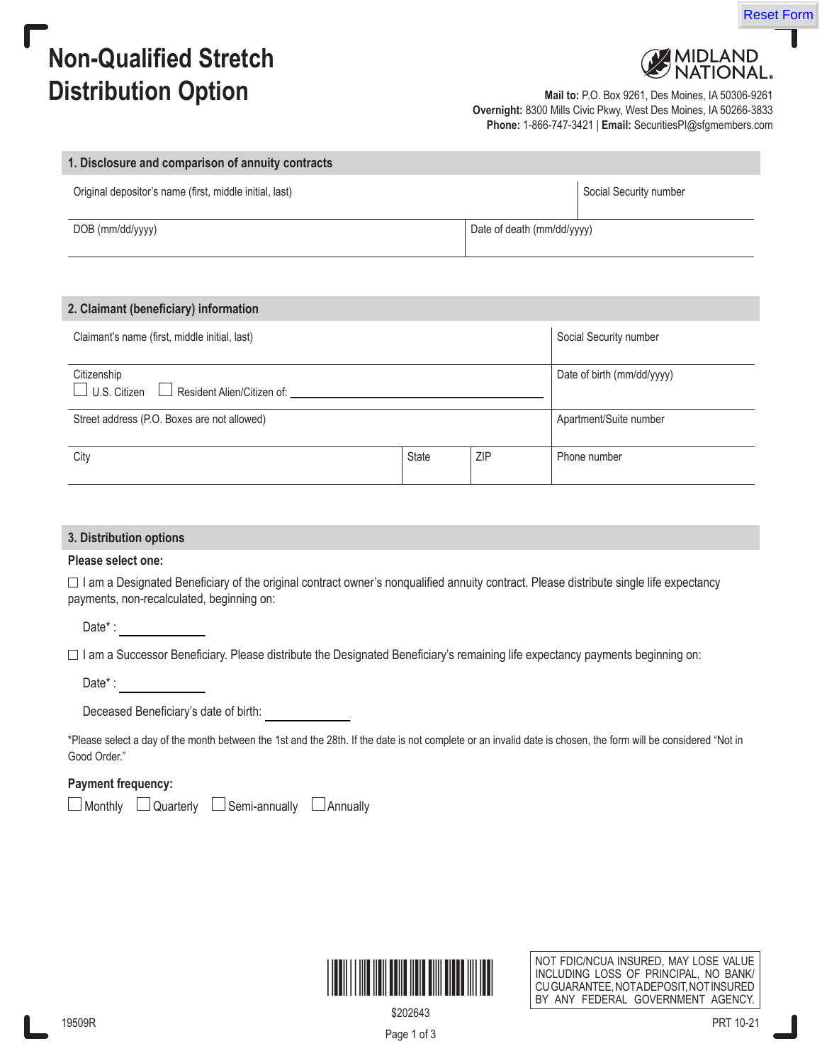# Non-Qualified Stretch Distribution Option

**MIDLAND NATIONAL.**

**Mail to:** P.O. Box 9261, Des Moines, IA 50306-9261
**Overnight:** 8300 Mills Civic Pkwy, West Des Moines, IA 50266-3833
**Phone:** 1-866-747-3421 | **Email:** SecuritiesPI@sfgmembers.com

## 1. Disclosure and comparison of annuity contracts

| Original depositor's name (first, middle initial, last) | Social Security number |
|---|---|
| DOB (mm/dd/yyyy) | Date of death (mm/dd/yyyy) |

## 2. Claimant (beneficiary) information

| Claimant's name (first, middle initial, last) | | | Social Security number |
|---|---|---|---|
| Citizenship ☐ U.S. Citizen ☐ Resident Alien/Citizen of: ______ | | | Date of birth (mm/dd/yyyy) |
| Street address (P.O. Boxes are not allowed) | | | Apartment/Suite number |
| City | State | ZIP | Phone number |

## 3. Distribution options

**Please select one:**

☐ I am a Designated Beneficiary of the original contract owner's nonqualified annuity contract. Please distribute single life expectancy payments, non-recalculated, beginning on:

Date* : ____________

☐ I am a Successor Beneficiary. Please distribute the Designated Beneficiary's remaining life expectancy payments beginning on:

Date* : ____________

Deceased Beneficiary's date of birth: ____________

*Please select a day of the month between the 1st and the 28th. If the date is not complete or an invalid date is chosen, the form will be considered "Not in Good Order."

**Payment frequency:**

☐ Monthly ☐ Quarterly ☐ Semi-annually ☐ Annually

$202643

NOT FDIC/NCUA INSURED, MAY LOSE VALUE INCLUDING LOSS OF PRINCIPAL, NO BANK/CU GUARANTEE, NOT A DEPOSIT, NOT INSURED BY ANY FEDERAL GOVERNMENT AGENCY.

19509R

PRT 10-21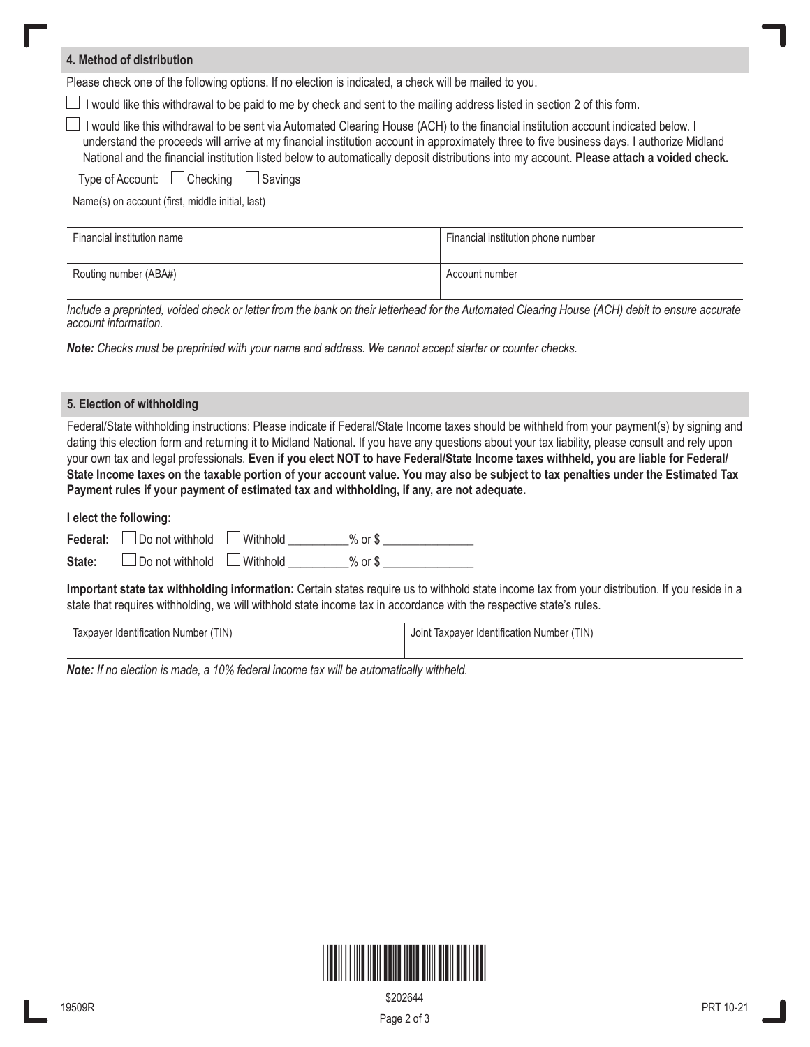## 4. Method of distribution

Please check one of the following options. If no election is indicated, a check will be mailed to you.

☐ I would like this withdrawal to be paid to me by check and sent to the mailing address listed in section 2 of this form.

☐ I would like this withdrawal to be sent via Automated Clearing House (ACH) to the financial institution account indicated below. I understand the proceeds will arrive at my financial institution account in approximately three to five business days. I authorize Midland National and the financial institution listed below to automatically deposit distributions into my account. **Please attach a voided check.**

Type of Account: ☐ Checking ☐ Savings

| Name(s) on account (first, middle initial, last) | |
|---|---|
| Financial institution name | Financial institution phone number |
| Routing number (ABA#) | Account number |

*Include a preprinted, voided check or letter from the bank on their letterhead for the Automated Clearing House (ACH) debit to ensure accurate account information.*

***Note:*** *Checks must be preprinted with your name and address. We cannot accept starter or counter checks.*

## 5. Election of withholding

Federal/State withholding instructions: Please indicate if Federal/State Income taxes should be withheld from your payment(s) by signing and dating this election form and returning it to Midland National. If you have any questions about your tax liability, please consult and rely upon your own tax and legal professionals. **Even if you elect NOT to have Federal/State Income taxes withheld, you are liable for Federal/State Income taxes on the taxable portion of your account value. You may also be subject to tax penalties under the Estimated Tax Payment rules if your payment of estimated tax and withholding, if any, are not adequate.**

**I elect the following:**

**Federal:** ☐ Do not withhold ☐ Withhold _________% or $ ______________

**State:** ☐ Do not withhold ☐ Withhold _________% or $ ______________

**Important state tax withholding information:** Certain states require us to withhold state income tax from your distribution. If you reside in a state that requires withholding, we will withhold state income tax in accordance with the respective state's rules.

| Taxpayer Identification Number (TIN) | Joint Taxpayer Identification Number (TIN) |
|---|---|
| | |

***Note:*** *If no election is made, a 10% federal income tax will be automatically withheld.*

19509R

$202644

PRT 10-21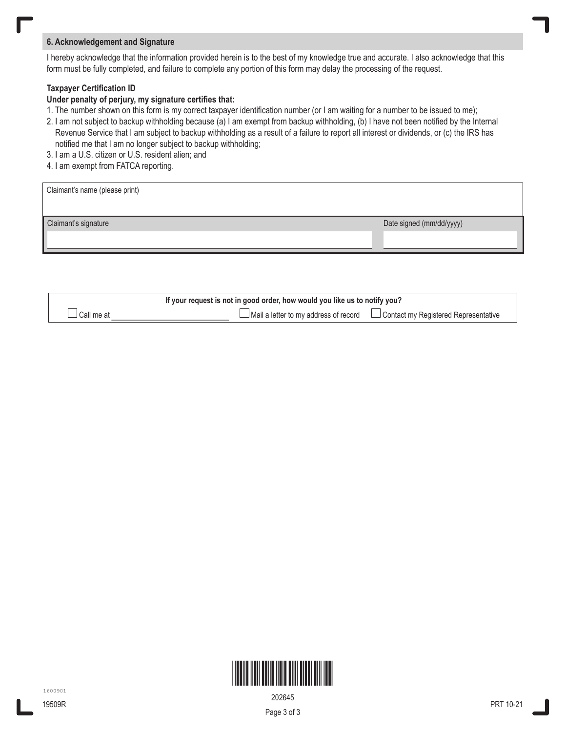## 6. Acknowledgement and Signature

I hereby acknowledge that the information provided herein is to the best of my knowledge true and accurate. I also acknowledge that this form must be fully completed, and failure to complete any portion of this form may delay the processing of the request.

**Taxpayer Certification ID**

**Under penalty of perjury, my signature certifies that:**

1. The number shown on this form is my correct taxpayer identification number (or I am waiting for a number to be issued to me);
2. I am not subject to backup withholding because (a) I am exempt from backup withholding, (b) I have not been notified by the Internal Revenue Service that I am subject to backup withholding as a result of a failure to report all interest or dividends, or (c) the IRS has notified me that I am no longer subject to backup withholding;
3. I am a U.S. citizen or U.S. resident alien; and
4. I am exempt from FATCA reporting.

| Claimant's name (please print) | |
|---|---|
| | |
| **Claimant's signature** | **Date signed (mm/dd/yyyy)** |
| | |

**If your request is not in good order, how would you like us to notify you?**

☐ Call me at ____________________  ☐ Mail a letter to my address of record  ☐ Contact my Registered Representative

1600901

19509R

202645

PRT 10-21